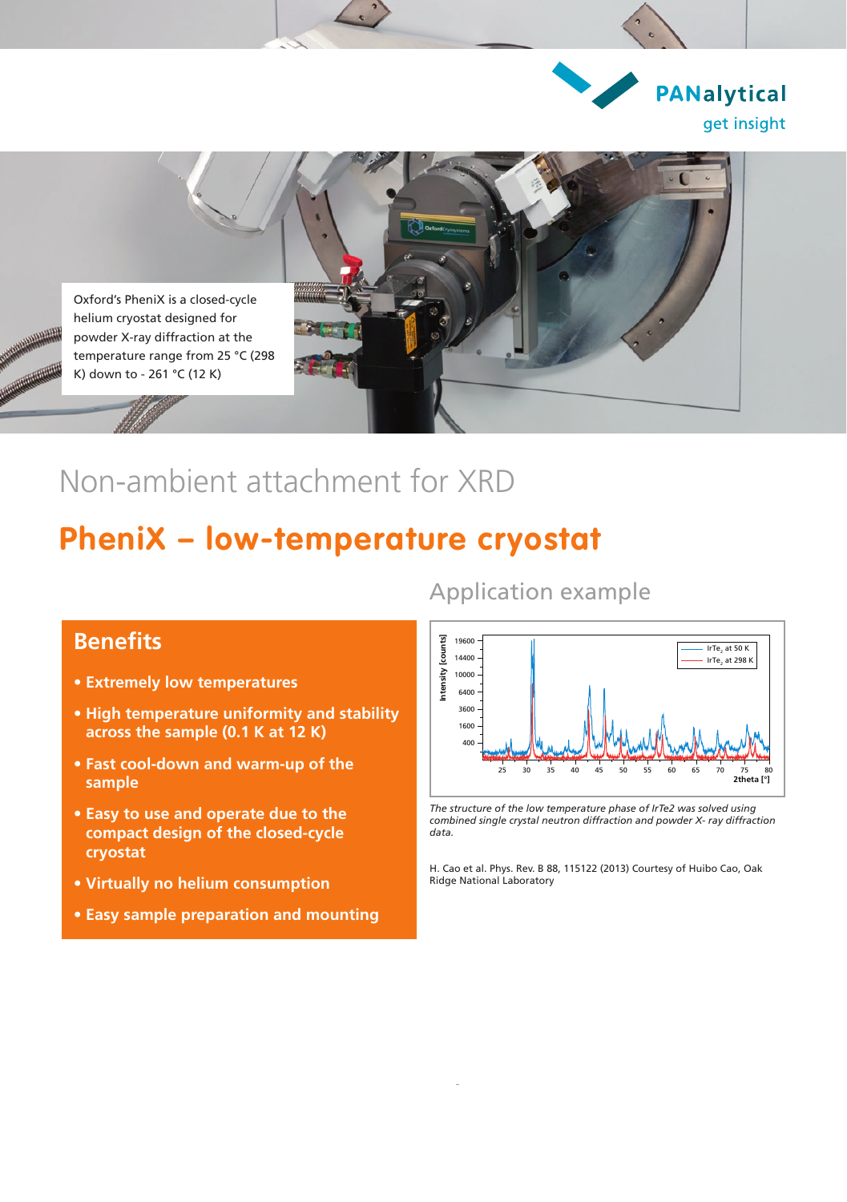PANalytical
get insight

Oxford's PheniX is a closed-cycle helium cryostat designed for powder X-ray diffraction at the temperature range from 25 °C (298 K) down to - 261 °C (12 K)

Non-ambient attachment for XRD

# PheniX – low-temperature cryostat

## Benefits

- **Extremely low temperatures**
- **High temperature uniformity and stability across the sample (0.1 K at 12 K)**
- **Fast cool-down and warm-up of the sample**
- **Easy to use and operate due to the compact design of the closed-cycle cryostat**
- **Virtually no helium consumption**
- **Easy sample preparation and mounting**

## Application example

*The structure of the low temperature phase of $IrTe_2$ was solved using combined single crystal neutron diffraction and powder X- ray diffraction data.*

H. Cao et al. Phys. Rev. B 88, 115122 (2013) Courtesy of Huibo Cao, Oak Ridge National Laboratory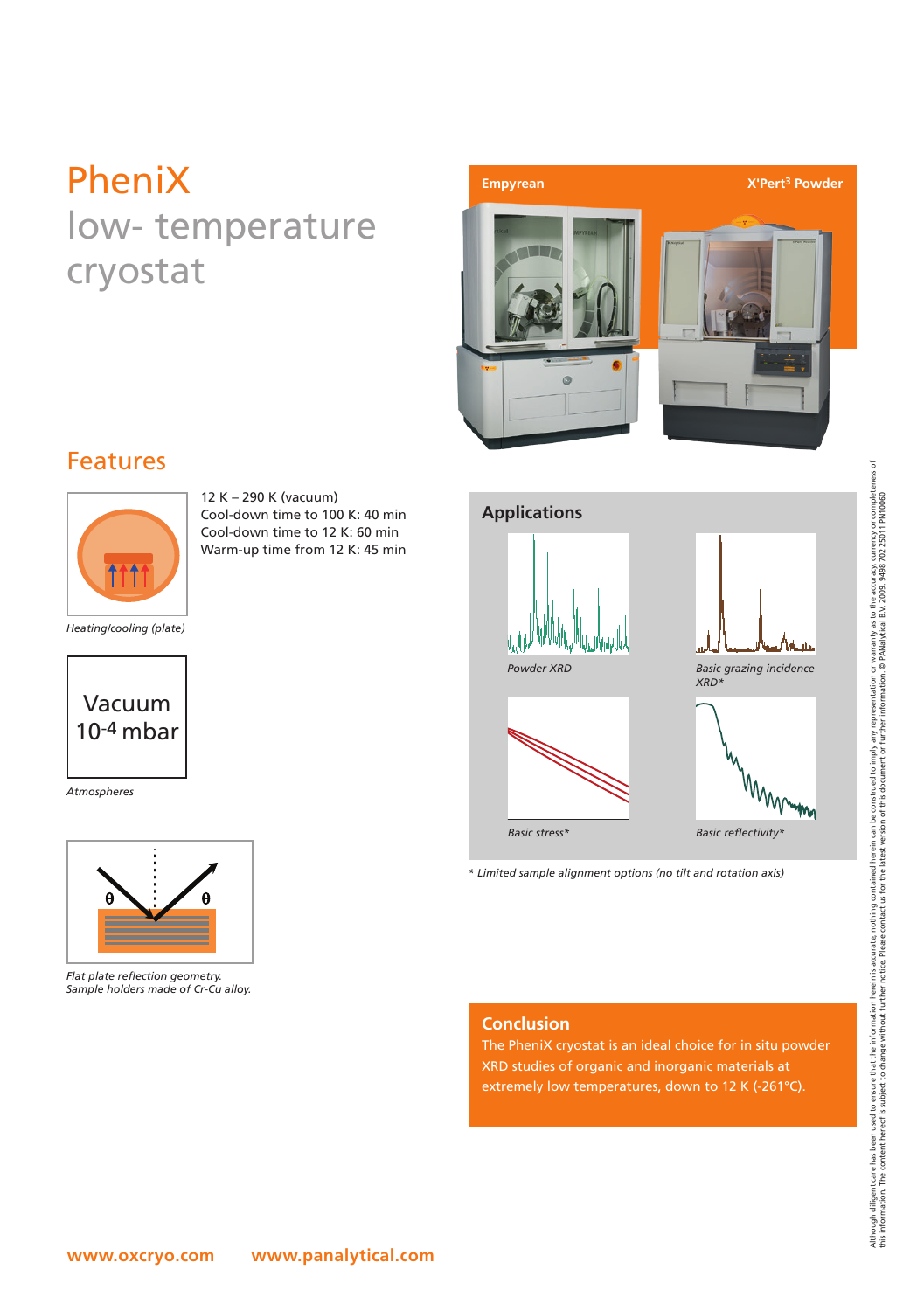# PheniX

## low- temperature cryostat

Empyrean

X'Pert$^3$ Powder

## Features

12 K – 290 K (vacuum)
Cool-down time to 100 K: 40 min
Cool-down time to 12 K: 60 min
Warm-up time from 12 K: 45 min

*Heating/cooling (plate)*

Vacuum
$10^{-4}$ mbar

*Atmospheres*

θ θ

*Flat plate reflection geometry.*
*Sample holders made of Cr-Cu alloy.*

## Applications

*Powder XRD*

*Basic grazing incidence XRD**

*Basic stress**

*Basic reflectivity**

** Limited sample alignment options (no tilt and rotation axis)*

## Conclusion

The PheniX cryostat is an ideal choice for in situ powder XRD studies of organic and inorganic materials at extremely low temperatures, down to 12 K (-261°C).

**www.oxcryo.com** **www.panalytical.com**

Although diligent care has been used to ensure that the information herein is accurate, nothing contained herein can be construed to imply any representation or warranty as to the accuracy, currency or completeness of this information. The content hereof is subject to change without further notice. Please contact us for the latest version of this document or further information. © PANalytical B.V. 2009. 9498 702 25011 PN10060